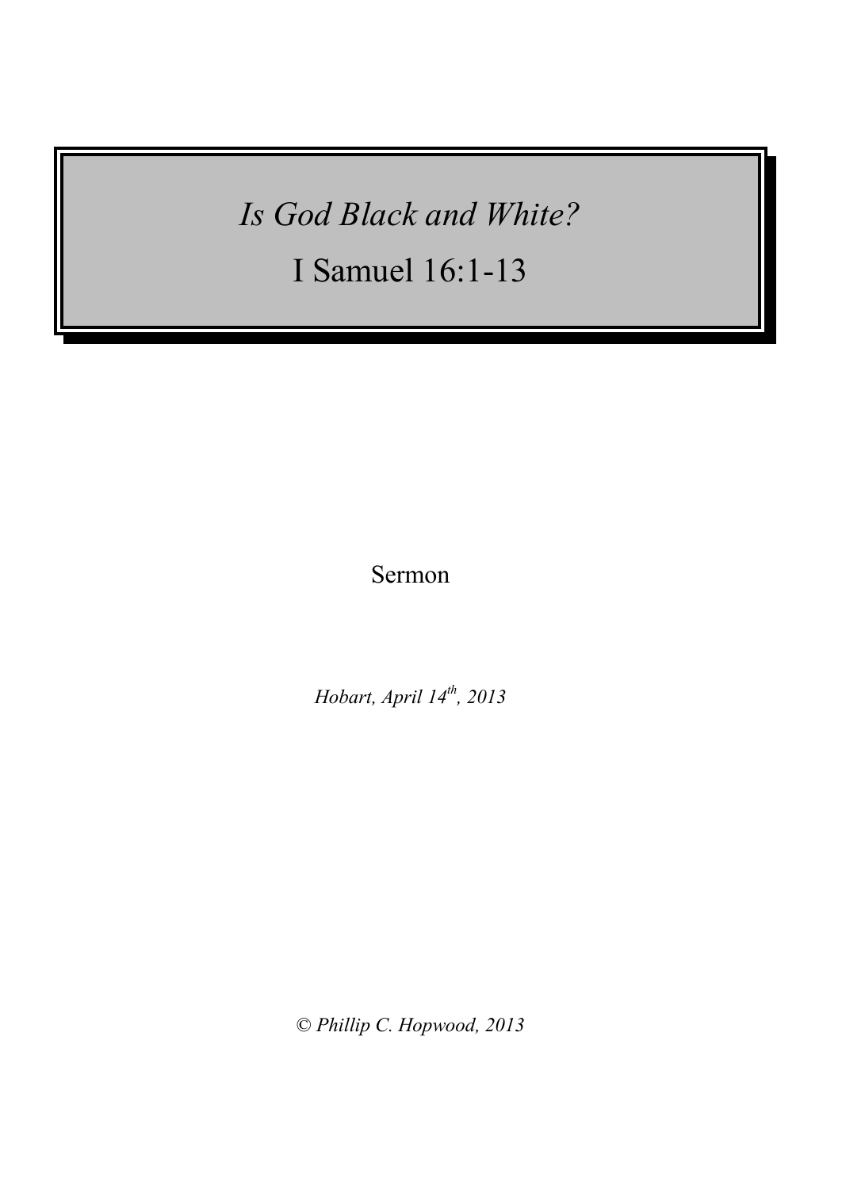# *Is God Black and White?*

# I Samuel 16:1-13

Sermon

*Hobart, April 14th, 2013*

*© Phillip C. Hopwood, 2013*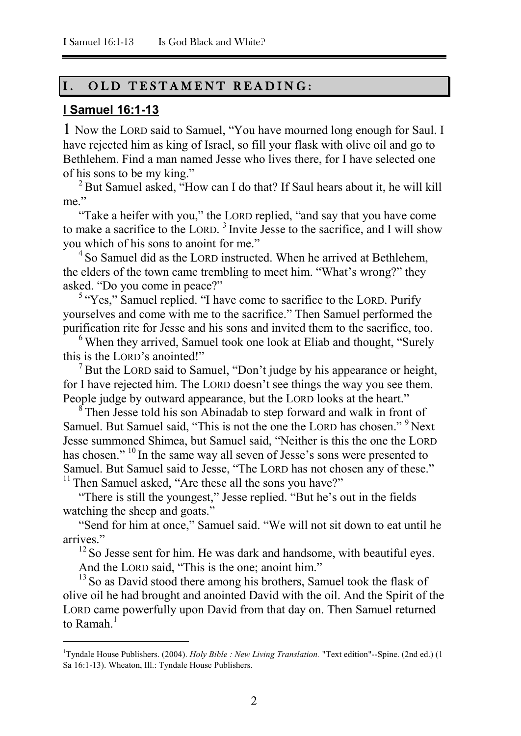## I. OLD TESTAMENT READING:

**I Samuel 16:1-13**

1 Now the LORD said to Samuel, "You have mourned long enough for Saul. I have rejected him as king of Israel, so fill your flask with olive oil and go to Bethlehem. Find a man named Jesse who lives there, for I have selected one of his sons to be my king."

[2] But Samuel asked, "How can I do that? If Saul hears about it, he will kill me."

"Take a heifer with you," the LORD replied, "and say that you have come to make a sacrifice to the LORD. [3] Invite Jesse to the sacrifice, and I will show you which of his sons to anoint for me."

[4] So Samuel did as the LORD instructed. When he arrived at Bethlehem, the elders of the town came trembling to meet him. "What's wrong?" they asked. "Do you come in peace?"

[5] "Yes," Samuel replied. "I have come to sacrifice to the LORD. Purify yourselves and come with me to the sacrifice." Then Samuel performed the purification rite for Jesse and his sons and invited them to the sacrifice, too.

[6] When they arrived, Samuel took one look at Eliab and thought, "Surely this is the LORD's anointed!"

[7] But the LORD said to Samuel, "Don't judge by his appearance or height, for I have rejected him. The LORD doesn't see things the way you see them. People judge by outward appearance, but the LORD looks at the heart."

[8] Then Jesse told his son Abinadab to step forward and walk in front of Samuel. But Samuel said, "This is not the one the LORD has chosen." [9] Next Jesse summoned Shimea, but Samuel said, "Neither is this the one the LORD has chosen." [10] In the same way all seven of Jesse's sons were presented to Samuel. But Samuel said to Jesse, "The LORD has not chosen any of these." [11] Then Samuel asked, "Are these all the sons you have?"

"There is still the youngest," Jesse replied. "But he's out in the fields watching the sheep and goats."

"Send for him at once," Samuel said. "We will not sit down to eat until he arrives."

[12] So Jesse sent for him. He was dark and handsome, with beautiful eyes.

And the LORD said, "This is the one; anoint him."

[13] So as David stood there among his brothers, Samuel took the flask of olive oil he had brought and anointed David with the oil. And the Spirit of the LORD came powerfully upon David from that day on. Then Samuel returned to Ramah.[1]

---

[1]Tyndale House Publishers. (2004). *Holy Bible : New Living Translation.* "Text edition"--Spine. (2nd ed.) (1 Sa 16:1-13). Wheaton, Ill.: Tyndale House Publishers.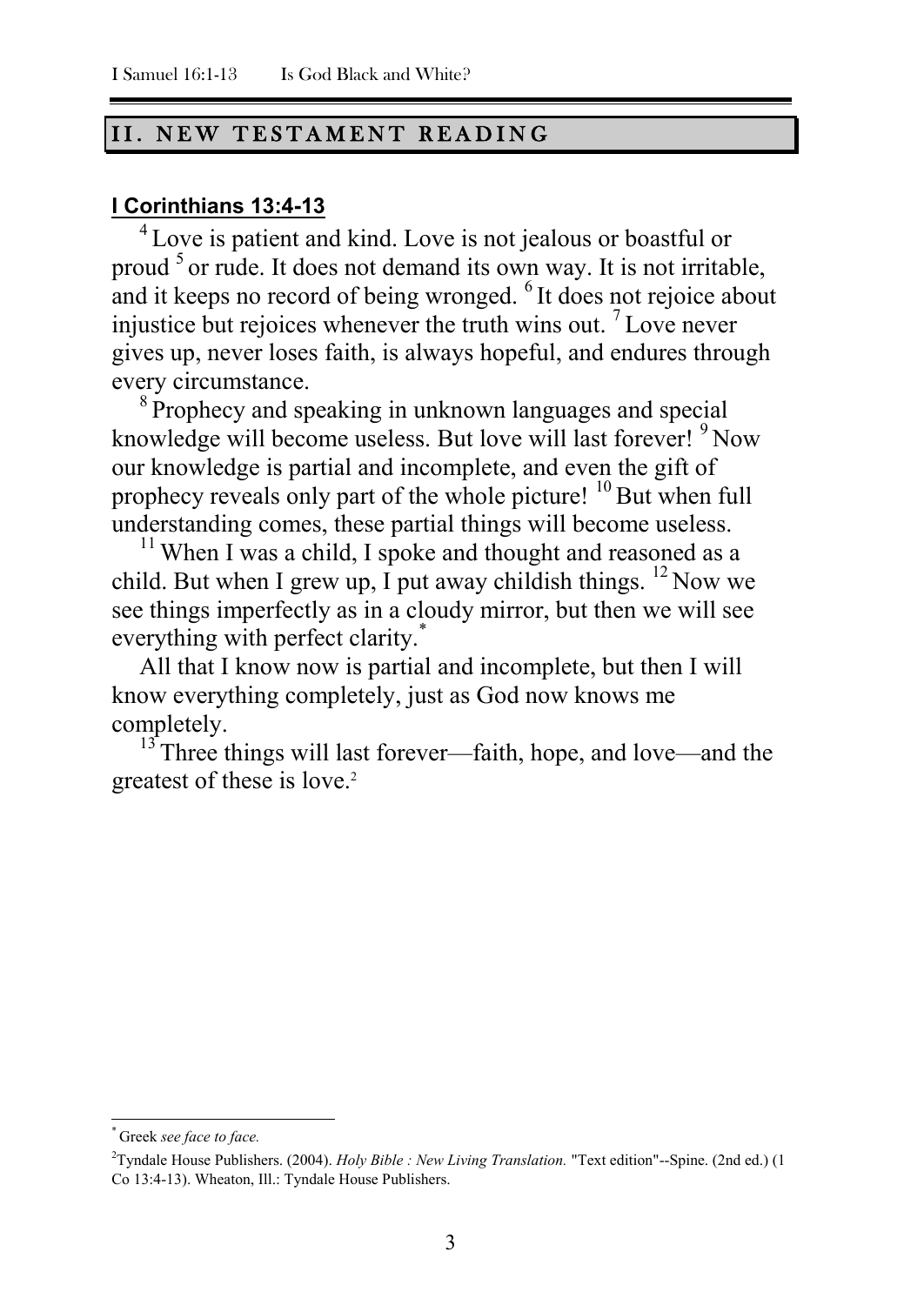## II. NEW TESTAMENT READING

**I Corinthians 13:4-13**

[4] Love is patient and kind. Love is not jealous or boastful or proud [5] or rude. It does not demand its own way. It is not irritable, and it keeps no record of being wronged. [6] It does not rejoice about injustice but rejoices whenever the truth wins out. [7] Love never gives up, never loses faith, is always hopeful, and endures through every circumstance.

[8] Prophecy and speaking in unknown languages and special knowledge will become useless. But love will last forever! [9] Now our knowledge is partial and incomplete, and even the gift of prophecy reveals only part of the whole picture! [10] But when full understanding comes, these partial things will become useless.

[11] When I was a child, I spoke and thought and reasoned as a child. But when I grew up, I put away childish things. [12] Now we see things imperfectly as in a cloudy mirror, but then we will see everything with perfect clarity.[*]

All that I know now is partial and incomplete, but then I will know everything completely, just as God now knows me completely.

[13] Three things will last forever—faith, hope, and love—and the greatest of these is love.[2]

---

[*] Greek *see face to face.*

[2] Tyndale House Publishers. (2004). *Holy Bible : New Living Translation.* "Text edition"--Spine. (2nd ed.) (1 Co 13:4-13). Wheaton, Ill.: Tyndale House Publishers.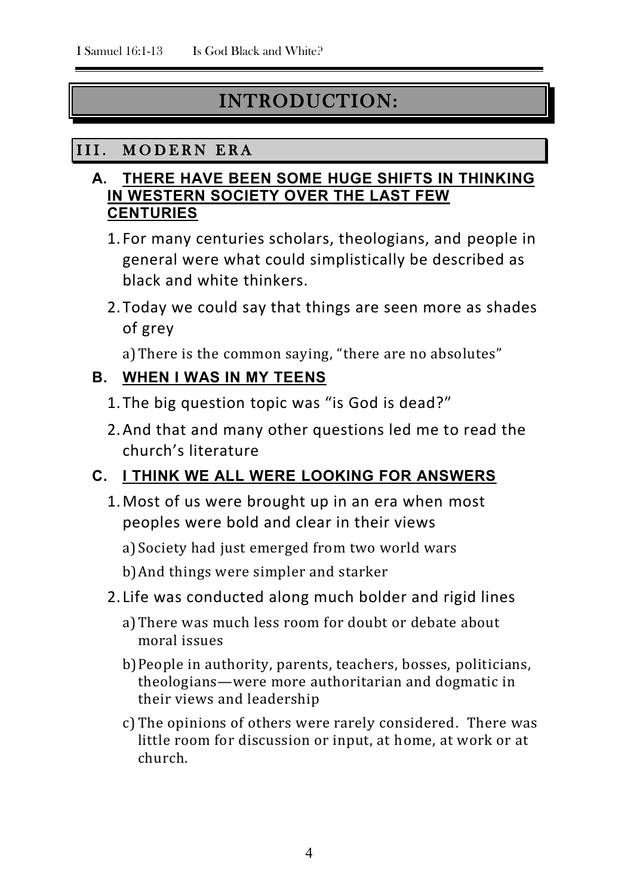# INTRODUCTION:

## III. MODERN ERA

### A. THERE HAVE BEEN SOME HUGE SHIFTS IN THINKING IN WESTERN SOCIETY OVER THE LAST FEW CENTURIES

1. For many centuries scholars, theologians, and people in general were what could simplistically be described as black and white thinkers.
2. Today we could say that things are seen more as shades of grey
    a) There is the common saying, "there are no absolutes"

### B. WHEN I WAS IN MY TEENS

1. The big question topic was "is God is dead?"
2. And that and many other questions led me to read the church's literature

### C. I THINK WE ALL WERE LOOKING FOR ANSWERS

1. Most of us were brought up in an era when most peoples were bold and clear in their views
    a) Society had just emerged from two world wars
    b) And things were simpler and starker
2. Life was conducted along much bolder and rigid lines
    a) There was much less room for doubt or debate about moral issues
    b) People in authority, parents, teachers, bosses, politicians, theologians—were more authoritarian and dogmatic in their views and leadership
    c) The opinions of others were rarely considered. There was little room for discussion or input, at home, at work or at church.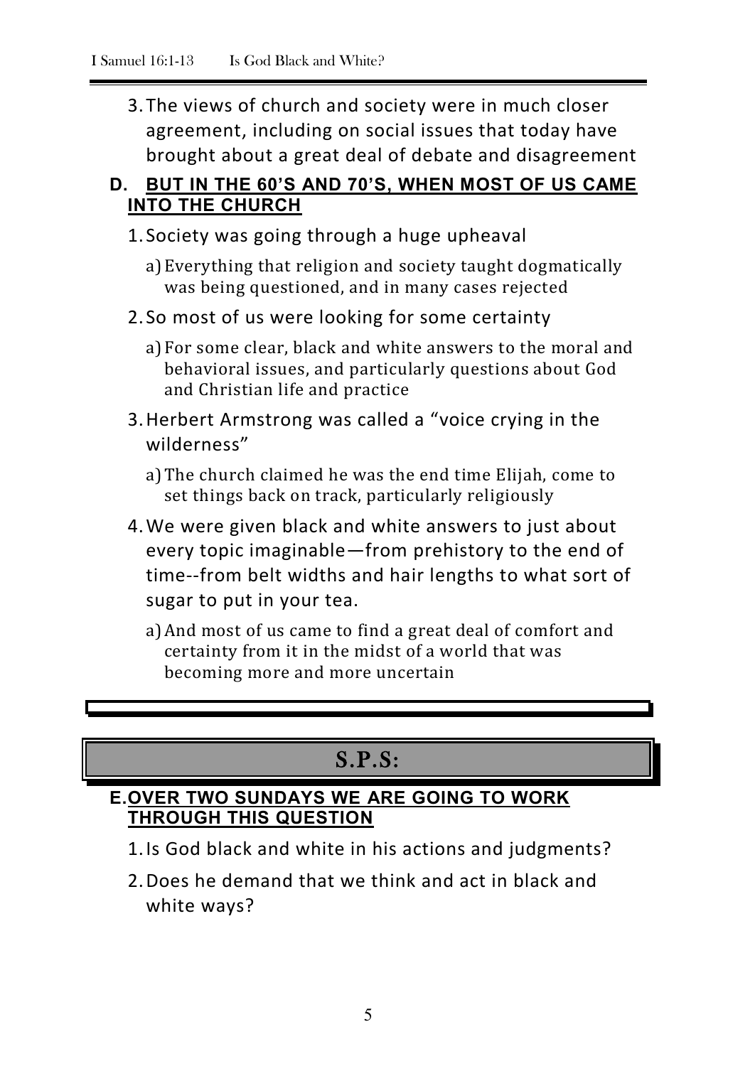3. The views of church and society were in much closer agreement, including on social issues that today have brought about a great deal of debate and disagreement

### D. BUT IN THE 60'S AND 70'S, WHEN MOST OF US CAME INTO THE CHURCH

1. Society was going through a huge upheaval
   a) Everything that religion and society taught dogmatically was being questioned, and in many cases rejected
2. So most of us were looking for some certainty
   a) For some clear, black and white answers to the moral and behavioral issues, and particularly questions about God and Christian life and practice
3. Herbert Armstrong was called a "voice crying in the wilderness"
   a) The church claimed he was the end time Elijah, come to set things back on track, particularly religiously
4. We were given black and white answers to just about every topic imaginable—from prehistory to the end of time--from belt widths and hair lengths to what sort of sugar to put in your tea.
   a) And most of us came to find a great deal of comfort and certainty from it in the midst of a world that was becoming more and more uncertain

## S.P.S:

### E. OVER TWO SUNDAYS WE ARE GOING TO WORK THROUGH THIS QUESTION

1. Is God black and white in his actions and judgments?
2. Does he demand that we think and act in black and white ways?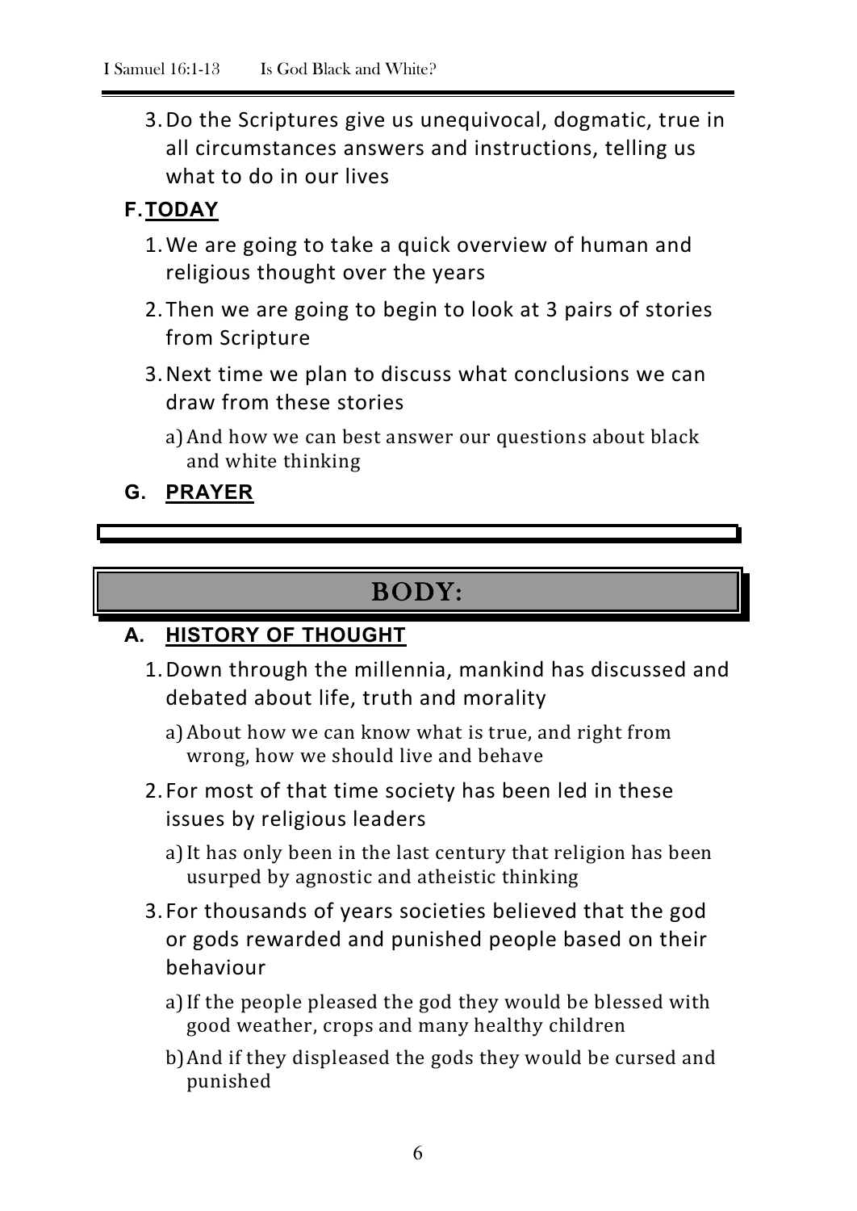3. Do the Scriptures give us unequivocal, dogmatic, true in all circumstances answers and instructions, telling us what to do in our lives

### F. TODAY

1. We are going to take a quick overview of human and religious thought over the years
2. Then we are going to begin to look at 3 pairs of stories from Scripture
3. Next time we plan to discuss what conclusions we can draw from these stories
   - a) And how we can best answer our questions about black and white thinking

### G. PRAYER

## BODY:

### A. HISTORY OF THOUGHT

1. Down through the millennia, mankind has discussed and debated about life, truth and morality
   - a) About how we can know what is true, and right from wrong, how we should live and behave
2. For most of that time society has been led in these issues by religious leaders
   - a) It has only been in the last century that religion has been usurped by agnostic and atheistic thinking
3. For thousands of years societies believed that the god or gods rewarded and punished people based on their behaviour
   - a) If the people pleased the god they would be blessed with good weather, crops and many healthy children
   - b) And if they displeased the gods they would be cursed and punished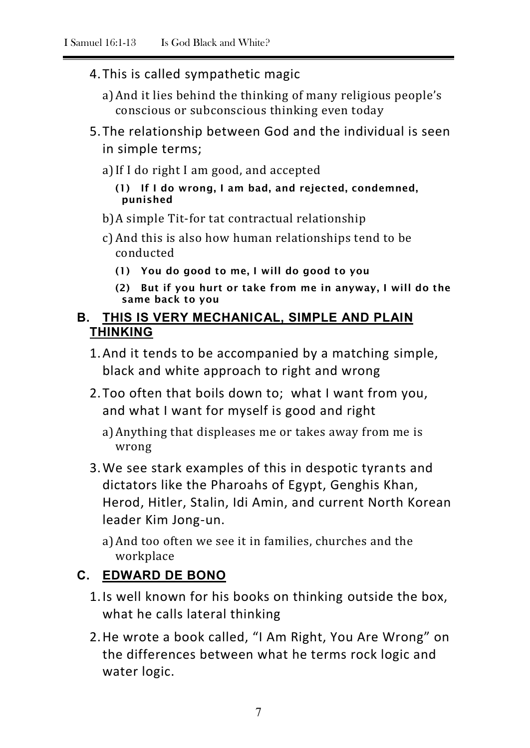4. This is called sympathetic magic
   a) And it lies behind the thinking of many religious people's conscious or subconscious thinking even today
5. The relationship between God and the individual is seen in simple terms;
   a) If I do right I am good, and accepted
      **(1) If I do wrong, I am bad, and rejected, condemned, punished**
   b) A simple Tit-for tat contractual relationship
   c) And this is also how human relationships tend to be conducted
      **(1) You do good to me, I will do good to you**
      **(2) But if you hurt or take from me in anyway, I will do the same back to you**

## B. <u>THIS IS VERY MECHANICAL, SIMPLE AND PLAIN THINKING</u>

1. And it tends to be accompanied by a matching simple, black and white approach to right and wrong
2. Too often that boils down to; what I want from you, and what I want for myself is good and right
   a) Anything that displeases me or takes away from me is wrong
3. We see stark examples of this in despotic tyrants and dictators like the Pharoahs of Egypt, Genghis Khan, Herod, Hitler, Stalin, Idi Amin, and current North Korean leader Kim Jong-un.
   a) And too often we see it in families, churches and the workplace

## C. <u>EDWARD DE BONO</u>

1. Is well known for his books on thinking outside the box, what he calls lateral thinking
2. He wrote a book called, "I Am Right, You Are Wrong" on the differences between what he terms rock logic and water logic.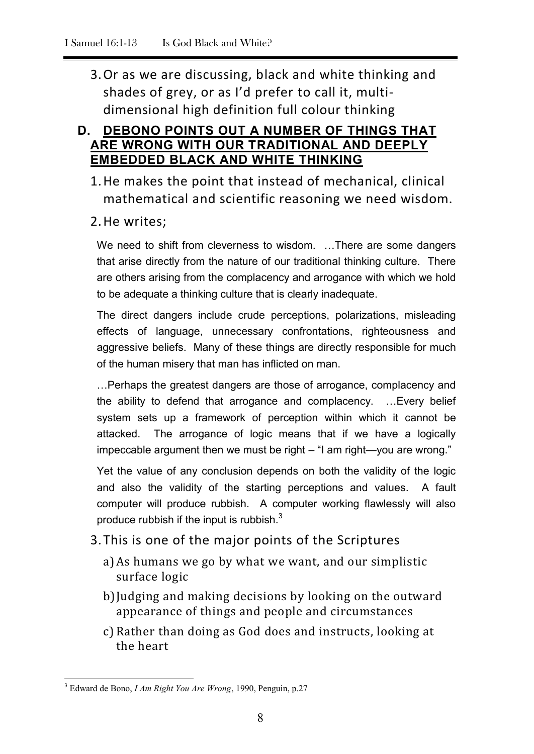3. Or as we are discussing, black and white thinking and shades of grey, or as I'd prefer to call it, multi-dimensional high definition full colour thinking

## D. DEBONO POINTS OUT A NUMBER OF THINGS THAT ARE WRONG WITH OUR TRADITIONAL AND DEEPLY EMBEDDED BLACK AND WHITE THINKING

1. He makes the point that instead of mechanical, clinical mathematical and scientific reasoning we need wisdom.
2. He writes;

> We need to shift from cleverness to wisdom. …There are some dangers that arise directly from the nature of our traditional thinking culture. There are others arising from the complacency and arrogance with which we hold to be adequate a thinking culture that is clearly inadequate.
>
> The direct dangers include crude perceptions, polarizations, misleading effects of language, unnecessary confrontations, righteousness and aggressive beliefs. Many of these things are directly responsible for much of the human misery that man has inflicted on man.
>
> …Perhaps the greatest dangers are those of arrogance, complacency and the ability to defend that arrogance and complacency. …Every belief system sets up a framework of perception within which it cannot be attacked. The arrogance of logic means that if we have a logically impeccable argument then we must be right – "I am right—you are wrong."
>
> Yet the value of any conclusion depends on both the validity of the logic and also the validity of the starting perceptions and values. A fault computer will produce rubbish. A computer working flawlessly will also produce rubbish if the input is rubbish.[3]

3. This is one of the major points of the Scriptures
   a) As humans we go by what we want, and our simplistic surface logic
   b) Judging and making decisions by looking on the outward appearance of things and people and circumstances
   c) Rather than doing as God does and instructs, looking at the heart

---

[3] Edward de Bono, *I Am Right You Are Wrong*, 1990, Penguin, p.27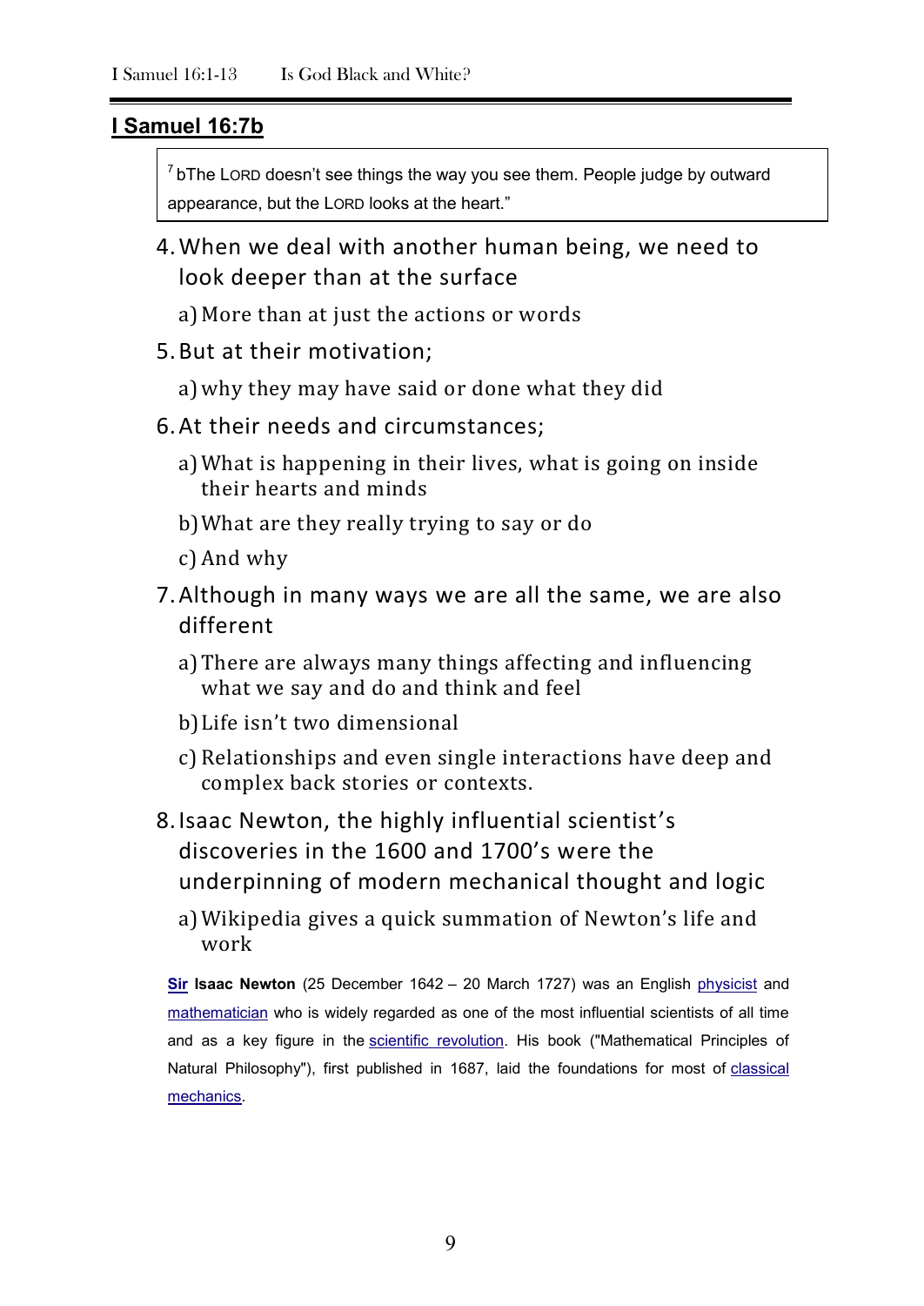## I Samuel 16:7b

> [7] bThe LORD doesn't see things the way you see them. People judge by outward appearance, but the LORD looks at the heart."

4. When we deal with another human being, we need to look deeper than at the surface
   a) More than at just the actions or words
5. But at their motivation;
   a) why they may have said or done what they did
6. At their needs and circumstances;
   a) What is happening in their lives, what is going on inside their hearts and minds
   b) What are they really trying to say or do
   c) And why
7. Although in many ways we are all the same, we are also different
   a) There are always many things affecting and influencing what we say and do and think and feel
   b) Life isn't two dimensional
   c) Relationships and even single interactions have deep and complex back stories or contexts.
8. Isaac Newton, the highly influential scientist's discoveries in the 1600 and 1700's were the underpinning of modern mechanical thought and logic
   a) Wikipedia gives a quick summation of Newton's life and work

**Sir Isaac Newton** (25 December 1642 – 20 March 1727) was an English physicist and mathematician who is widely regarded as one of the most influential scientists of all time and as a key figure in the scientific revolution. His book ("Mathematical Principles of Natural Philosophy"), first published in 1687, laid the foundations for most of classical mechanics.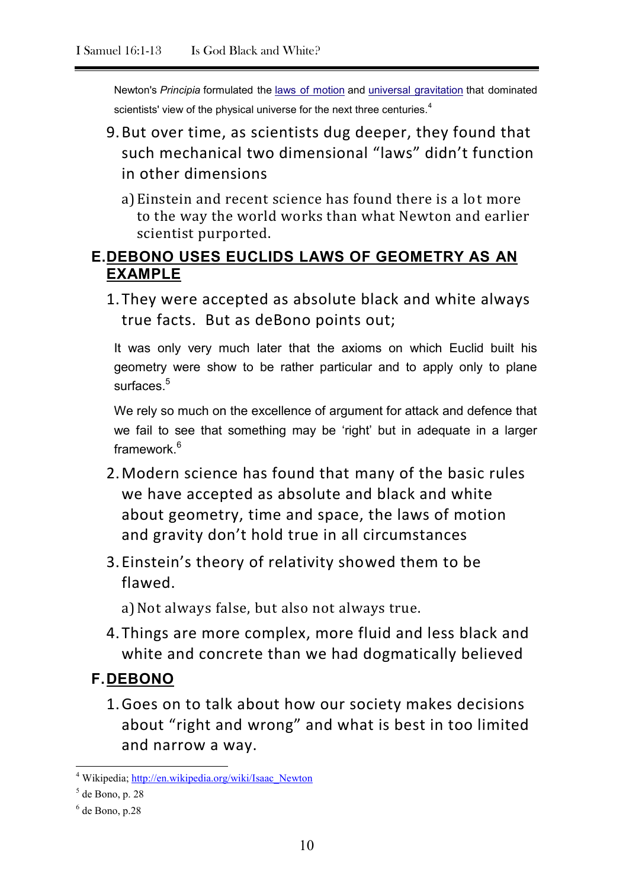> Newton's *Principia* formulated the laws of motion and universal gravitation that dominated scientists' view of the physical universe for the next three centuries.[4]

9. But over time, as scientists dug deeper, they found that such mechanical two dimensional "laws" didn't function in other dimensions
   a) Einstein and recent science has found there is a lot more to the way the world works than what Newton and earlier scientist purported.

### E. DEBONO USES EUCLIDS LAWS OF GEOMETRY AS AN EXAMPLE

1. They were accepted as absolute black and white always true facts. But as deBono points out;

> It was only very much later that the axioms on which Euclid built his geometry were show to be rather particular and to apply only to plane surfaces.[5]

> We rely so much on the excellence of argument for attack and defence that we fail to see that something may be 'right' but in adequate in a larger framework.[6]

2. Modern science has found that many of the basic rules we have accepted as absolute and black and white about geometry, time and space, the laws of motion and gravity don't hold true in all circumstances
3. Einstein's theory of relativity showed them to be flawed.
   a) Not always false, but also not always true.
4. Things are more complex, more fluid and less black and white and concrete than we had dogmatically believed

### F. DEBONO

1. Goes on to talk about how our society makes decisions about "right and wrong" and what is best in too limited and narrow a way.

---

[4] Wikipedia; http://en.wikipedia.org/wiki/Isaac_Newton

[5] de Bono, p. 28

[6] de Bono, p.28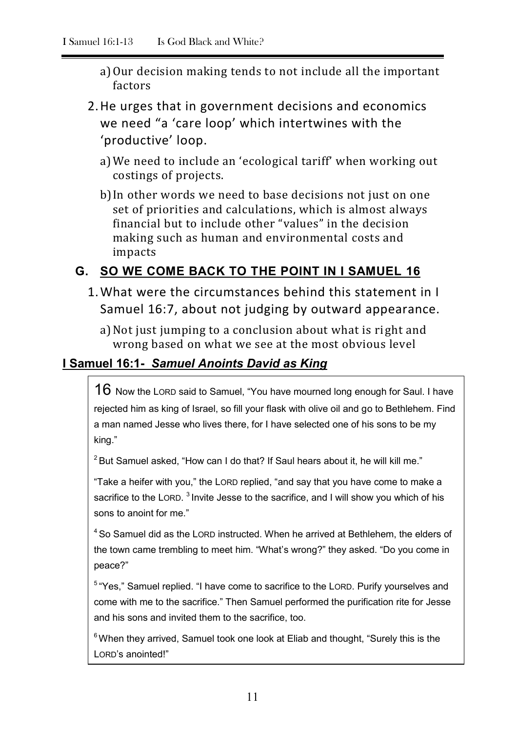a) Our decision making tends to not include all the important factors

2. He urges that in government decisions and economics we need "a 'care loop' which intertwines with the 'productive' loop.

    a) We need to include an 'ecological tariff' when working out costings of projects.

    b) In other words we need to base decisions not just on one set of priorities and calculations, which is almost always financial but to include other "values" in the decision making such as human and environmental costs and impacts

## G. SO WE COME BACK TO THE POINT IN I SAMUEL 16

1. What were the circumstances behind this statement in I Samuel 16:7, about not judging by outward appearance.

    a) Not just jumping to a conclusion about what is right and wrong based on what we see at the most obvious level

## I Samuel 16:1- *Samuel Anoints David as King*

16 Now the LORD said to Samuel, "You have mourned long enough for Saul. I have rejected him as king of Israel, so fill your flask with olive oil and go to Bethlehem. Find a man named Jesse who lives there, for I have selected one of his sons to be my king."

[2] But Samuel asked, "How can I do that? If Saul hears about it, he will kill me."

"Take a heifer with you," the LORD replied, "and say that you have come to make a sacrifice to the LORD. [3] Invite Jesse to the sacrifice, and I will show you which of his sons to anoint for me."

[4] So Samuel did as the LORD instructed. When he arrived at Bethlehem, the elders of the town came trembling to meet him. "What's wrong?" they asked. "Do you come in peace?"

[5] "Yes," Samuel replied. "I have come to sacrifice to the LORD. Purify yourselves and come with me to the sacrifice." Then Samuel performed the purification rite for Jesse and his sons and invited them to the sacrifice, too.

[6] When they arrived, Samuel took one look at Eliab and thought, "Surely this is the LORD's anointed!"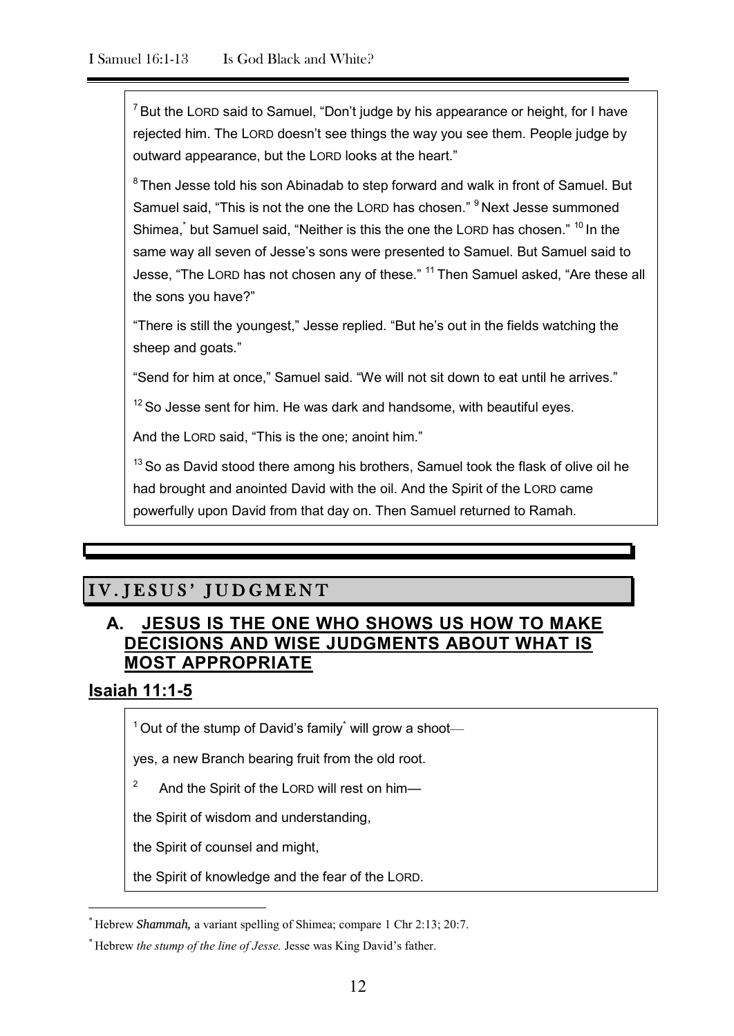[7] But the LORD said to Samuel, "Don't judge by his appearance or height, for I have rejected him. The LORD doesn't see things the way you see them. People judge by outward appearance, but the LORD looks at the heart."

[8] Then Jesse told his son Abinadab to step forward and walk in front of Samuel. But Samuel said, "This is not the one the LORD has chosen." [9] Next Jesse summoned Shimea,[*] but Samuel said, "Neither is this the one the LORD has chosen." [10] In the same way all seven of Jesse's sons were presented to Samuel. But Samuel said to Jesse, "The LORD has not chosen any of these." [11] Then Samuel asked, "Are these all the sons you have?"

"There is still the youngest," Jesse replied. "But he's out in the fields watching the sheep and goats."

"Send for him at once," Samuel said. "We will not sit down to eat until he arrives."

[12] So Jesse sent for him. He was dark and handsome, with beautiful eyes.

And the LORD said, "This is the one; anoint him."

[13] So as David stood there among his brothers, Samuel took the flask of olive oil he had brought and anointed David with the oil. And the Spirit of the LORD came powerfully upon David from that day on. Then Samuel returned to Ramah.

## IV. JESUS' JUDGMENT

### A. JESUS IS THE ONE WHO SHOWS US HOW TO MAKE DECISIONS AND WISE JUDGMENTS ABOUT WHAT IS MOST APPROPRIATE

**Isaiah 11:1-5**

[1] Out of the stump of David's family[*] will grow a shoot—

yes, a new Branch bearing fruit from the old root.

[2] And the Spirit of the LORD will rest on him—

the Spirit of wisdom and understanding,

the Spirit of counsel and might,

the Spirit of knowledge and the fear of the LORD.

---

[*] Hebrew *Shammah,* a variant spelling of Shimea; compare 1 Chr 2:13; 20:7.

[*] Hebrew *the stump of the line of Jesse.* Jesse was King David's father.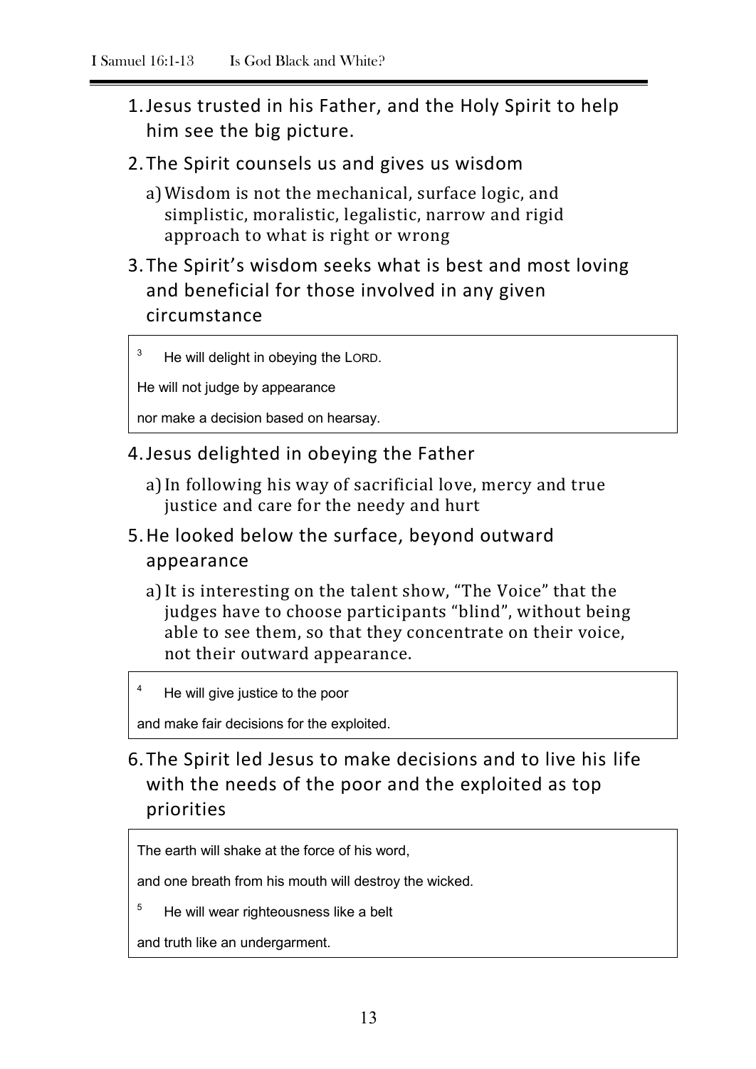1. Jesus trusted in his Father, and the Holy Spirit to help him see the big picture.
2. The Spirit counsels us and gives us wisdom
   a) Wisdom is not the mechanical, surface logic, and simplistic, moralistic, legalistic, narrow and rigid approach to what is right or wrong
3. The Spirit's wisdom seeks what is best and most loving and beneficial for those involved in any given circumstance

> [3] He will delight in obeying the LORD.
>
> He will not judge by appearance
>
> nor make a decision based on hearsay.

4. Jesus delighted in obeying the Father
   a) In following his way of sacrificial love, mercy and true justice and care for the needy and hurt
5. He looked below the surface, beyond outward appearance
   a) It is interesting on the talent show, "The Voice" that the judges have to choose participants "blind", without being able to see them, so that they concentrate on their voice, not their outward appearance.

> [4] He will give justice to the poor
>
> and make fair decisions for the exploited.

6. The Spirit led Jesus to make decisions and to live his life with the needs of the poor and the exploited as top priorities

> The earth will shake at the force of his word,
>
> and one breath from his mouth will destroy the wicked.
>
> [5] He will wear righteousness like a belt
>
> and truth like an undergarment.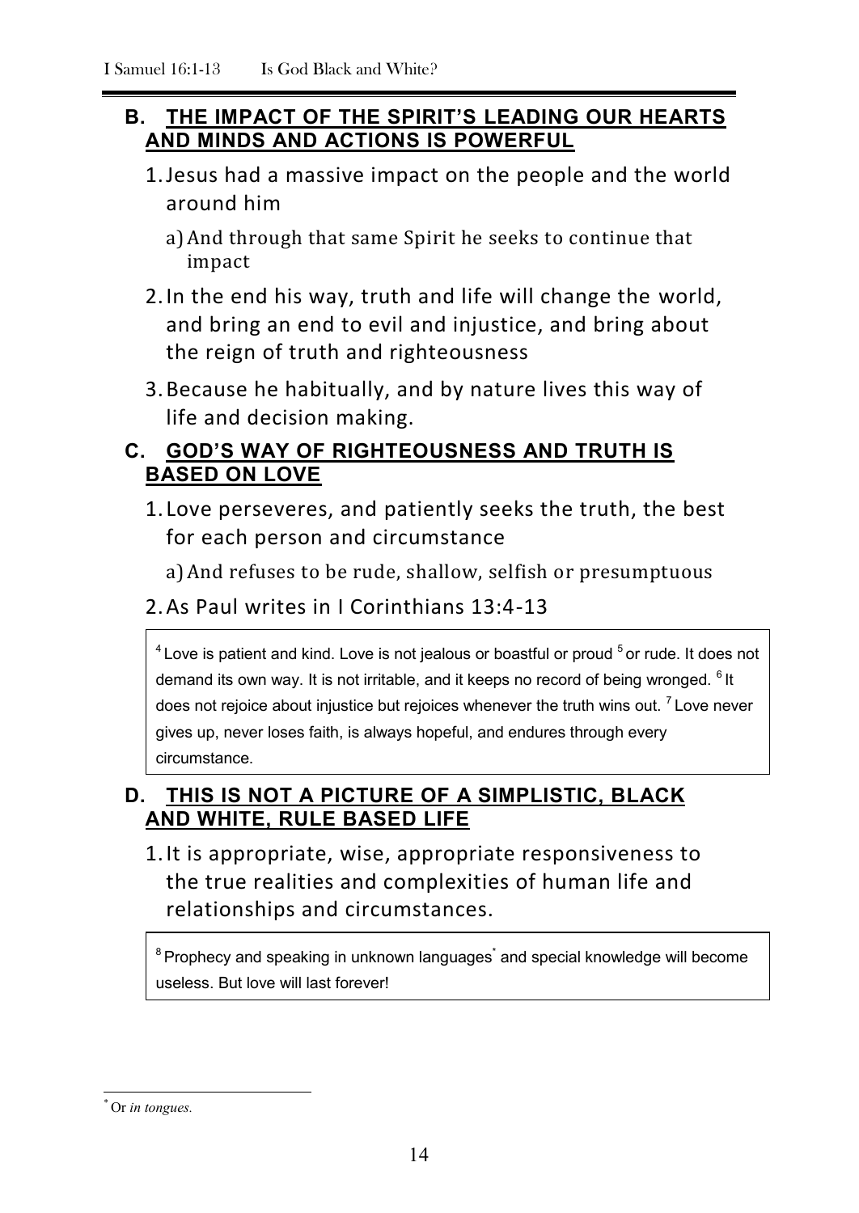## B. THE IMPACT OF THE SPIRIT'S LEADING OUR HEARTS AND MINDS AND ACTIONS IS POWERFUL

1. Jesus had a massive impact on the people and the world around him
   a) And through that same Spirit he seeks to continue that impact
2. In the end his way, truth and life will change the world, and bring an end to evil and injustice, and bring about the reign of truth and righteousness
3. Because he habitually, and by nature lives this way of life and decision making.

## C. GOD'S WAY OF RIGHTEOUSNESS AND TRUTH IS BASED ON LOVE

1. Love perseveres, and patiently seeks the truth, the best for each person and circumstance
   a) And refuses to be rude, shallow, selfish or presumptuous
2. As Paul writes in I Corinthians 13:4-13

> [4] Love is patient and kind. Love is not jealous or boastful or proud [5] or rude. It does not demand its own way. It is not irritable, and it keeps no record of being wronged. [6] It does not rejoice about injustice but rejoices whenever the truth wins out. [7] Love never gives up, never loses faith, is always hopeful, and endures through every circumstance.

## D. THIS IS NOT A PICTURE OF A SIMPLISTIC, BLACK AND WHITE, RULE BASED LIFE

1. It is appropriate, wise, appropriate responsiveness to the true realities and complexities of human life and relationships and circumstances.

> [8] Prophecy and speaking in unknown languages* and special knowledge will become useless. But love will last forever!

---

* Or *in tongues.*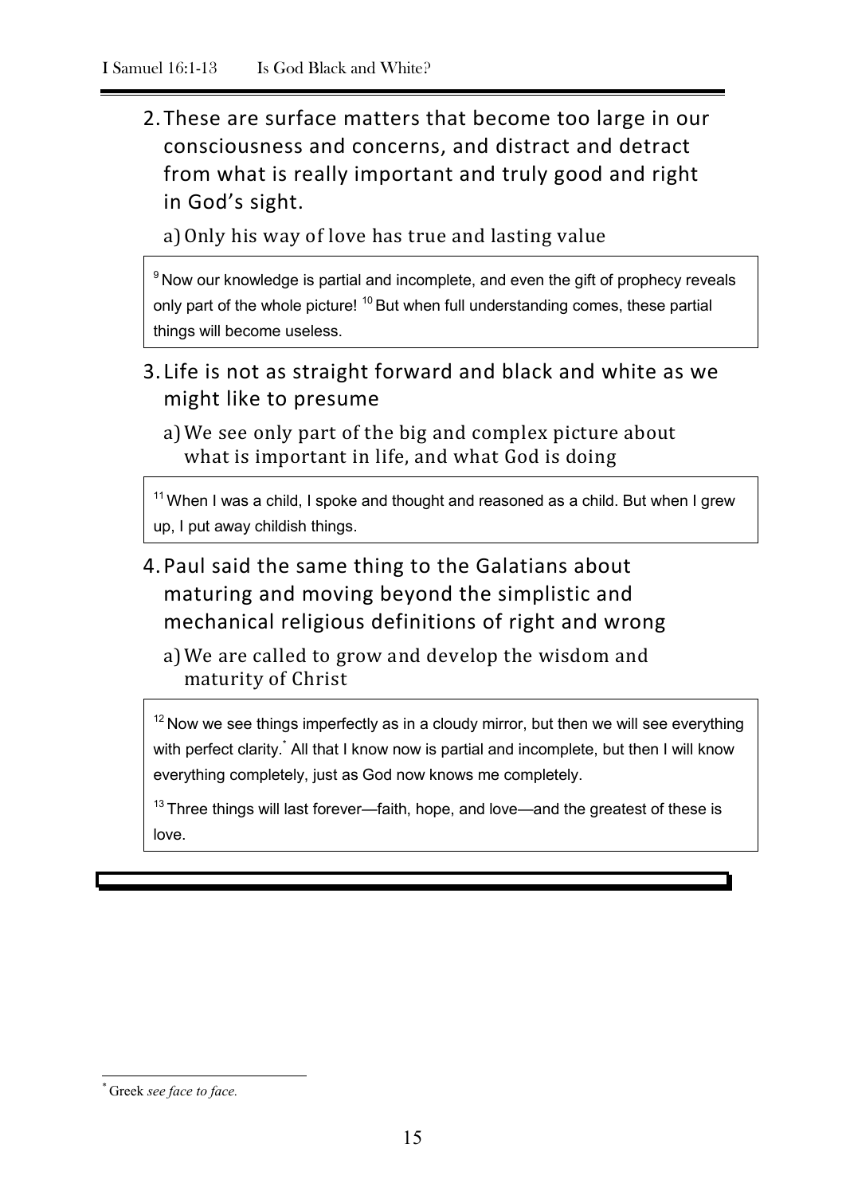2. These are surface matters that become too large in our consciousness and concerns, and distract and detract from what is really important and truly good and right in God's sight.

   a) Only his way of love has true and lasting value

> [9] Now our knowledge is partial and incomplete, and even the gift of prophecy reveals only part of the whole picture! [10] But when full understanding comes, these partial things will become useless.

3. Life is not as straight forward and black and white as we might like to presume

   a) We see only part of the big and complex picture about what is important in life, and what God is doing

> [11] When I was a child, I spoke and thought and reasoned as a child. But when I grew up, I put away childish things.

4. Paul said the same thing to the Galatians about maturing and moving beyond the simplistic and mechanical religious definitions of right and wrong

   a) We are called to grow and develop the wisdom and maturity of Christ

> [12] Now we see things imperfectly as in a cloudy mirror, but then we will see everything with perfect clarity.[*] All that I know now is partial and incomplete, but then I will know everything completely, just as God now knows me completely.
>
> [13] Three things will last forever—faith, hope, and love—and the greatest of these is love.

---

[*] Greek *see face to face.*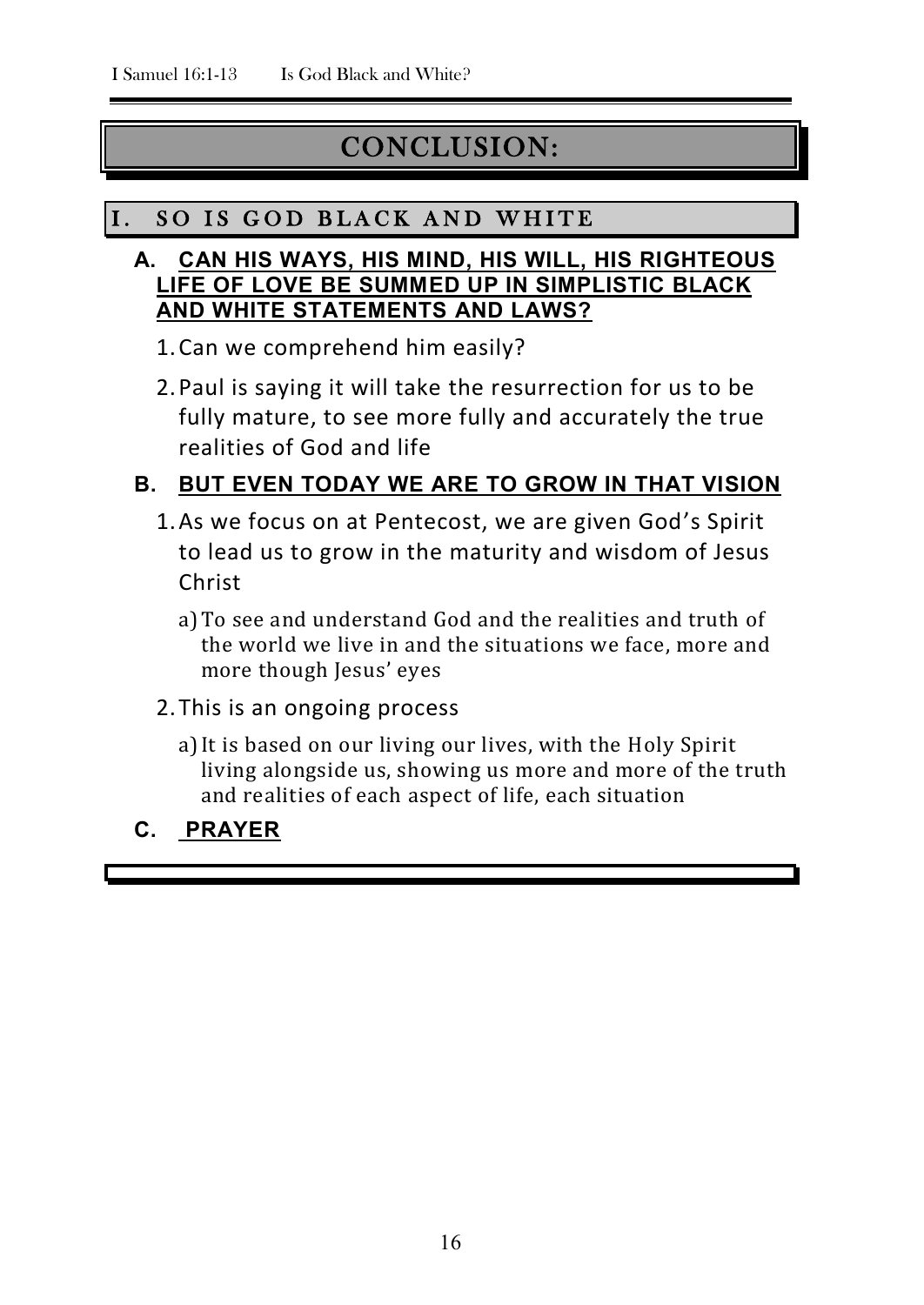# CONCLUSION:

## I. SO IS GOD BLACK AND WHITE

### A. CAN HIS WAYS, HIS MIND, HIS WILL, HIS RIGHTEOUS LIFE OF LOVE BE SUMMED UP IN SIMPLISTIC BLACK AND WHITE STATEMENTS AND LAWS?

1. Can we comprehend him easily?
2. Paul is saying it will take the resurrection for us to be fully mature, to see more fully and accurately the true realities of God and life

### B. BUT EVEN TODAY WE ARE TO GROW IN THAT VISION

1. As we focus on at Pentecost, we are given God's Spirit to lead us to grow in the maturity and wisdom of Jesus Christ
   a) To see and understand God and the realities and truth of the world we live in and the situations we face, more and more though Jesus' eyes
2. This is an ongoing process
   a) It is based on our living our lives, with the Holy Spirit living alongside us, showing us more and more of the truth and realities of each aspect of life, each situation

### C. PRAYER